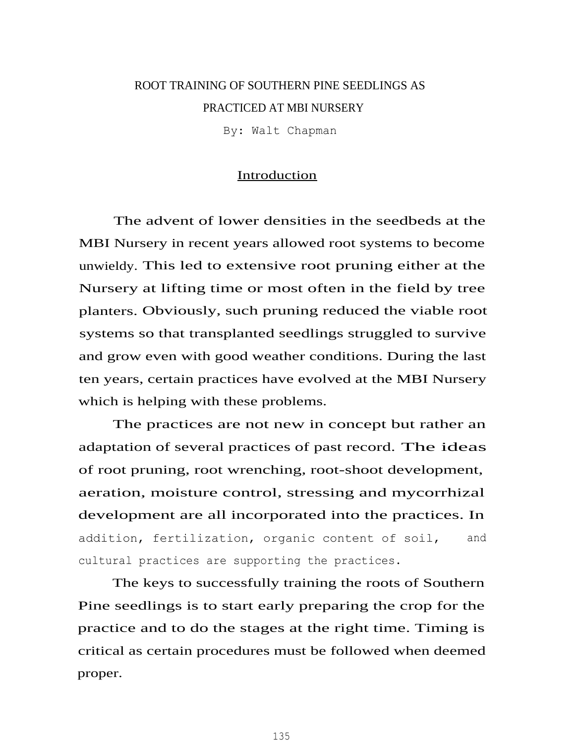# ROOT TRAINING OF SOUTHERN PINE SEEDLINGS AS PRACTICED AT MBI NURSERY

By: Walt Chapman

## Introduction

The advent of lower densities in the seedbeds at the MBI Nursery in recent years allowed root systems to become unwieldy. This led to extensive root pruning either at the Nursery at lifting time or most often in the field by tree planters. Obviously, such pruning reduced the viable root systems so that transplanted seedlings struggled to survive and grow even with good weather conditions. During the last ten years, certain practices have evolved at the MBI Nursery which is helping with these problems.

The practices are not new in concept but rather an adaptation of several practices of past record. The ideas of root pruning, root wrenching, root-shoot development, aeration, moisture control, stressing and mycorrhizal development are all incorporated into the practices. In addition, fertilization, organic content of soil, and cultural practices are supporting the practices.

The keys to successfully training the roots of Southern Pine seedlings is to start early preparing the crop for the practice and to do the stages at the right time. Timing is critical as certain procedures must be followed when deemed proper.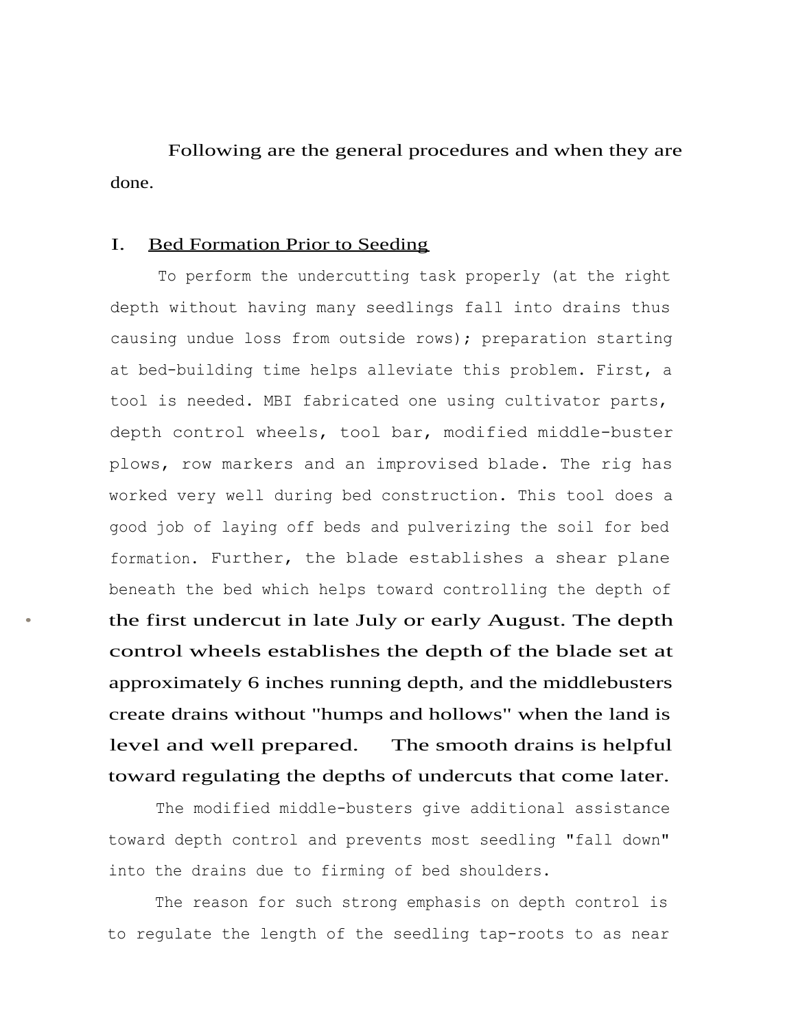Following are the general procedures and when they are done.

## I. Bed Formation Prior to Seeding

To perform the undercutting task properly (at the right depth without having many seedlings fall into drains thus causing undue loss from outside rows); preparation starting at bed-building time helps alleviate this problem. First, a tool is needed. MBI fabricated one using cultivator parts, depth control wheels, tool bar, modified middle-buster plows, row markers and an improvised blade. The rig has worked very well during bed construction. This tool does a good job of laying off beds and pulverizing the soil for bed formation. Further, the blade establishes a shear plane beneath the bed which helps toward controlling the depth of the first undercut in late July or early August. The depth control wheels establishes the depth of the blade set at approximately 6 inches running depth, and the middlebusters create drains without "humps and hollows" when the land is level and well prepared. The smooth drains is helpful toward regulating the depths of undercuts that come later.

The modified middle-busters give additional assistance toward depth control and prevents most seedling "fall down" into the drains due to firming of bed shoulders.

The reason for such strong emphasis on depth control is to regulate the length of the seedling tap-roots to as near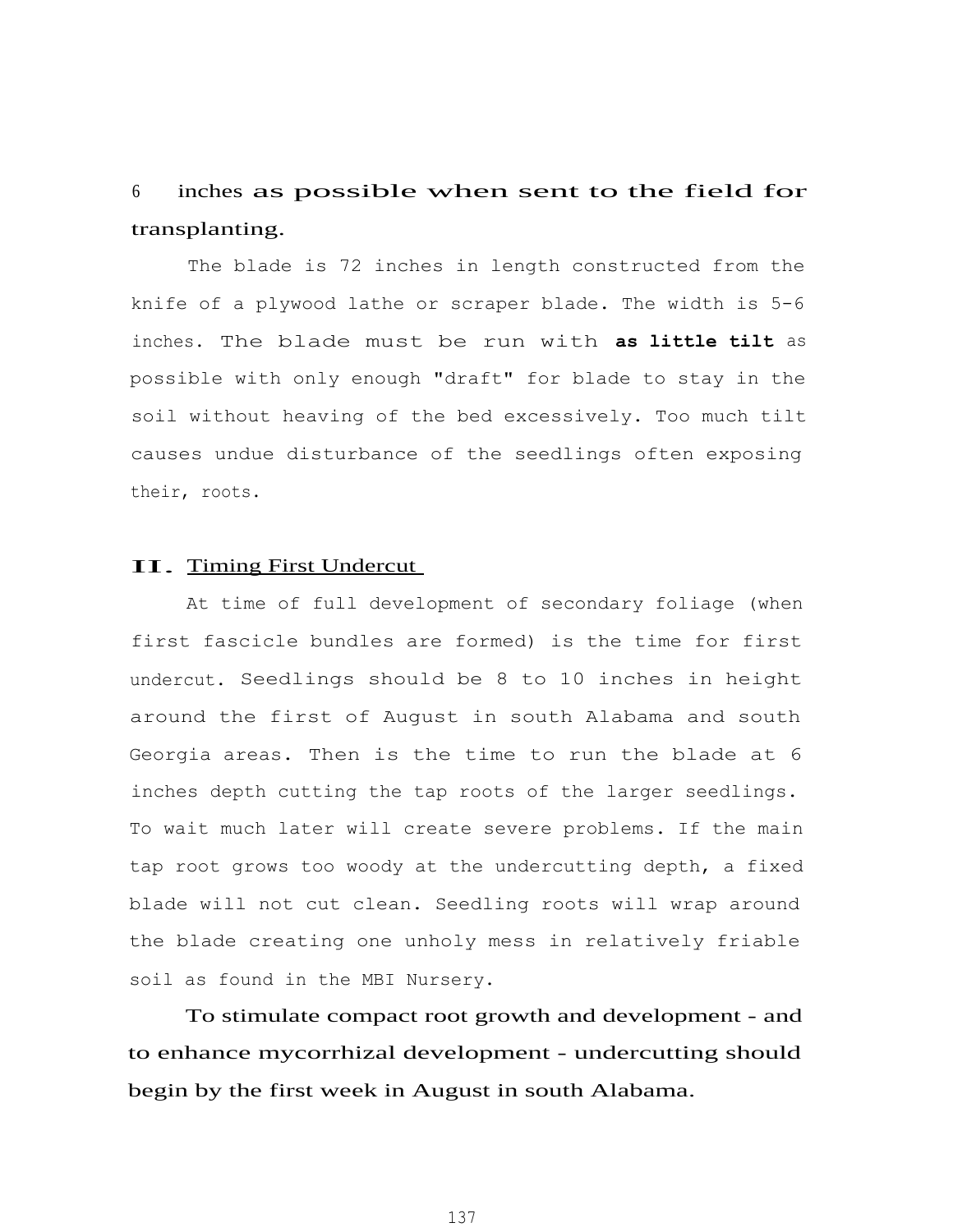6 inches as possible when sent to the field for transplanting.

The blade is 72 inches in length constructed from the knife of a plywood lathe or scraper blade. The width is 5-6 inches. The blade must be run with **as little tilt** as possible with only enough "draft" for blade to stay in the soil without heaving of the bed excessively. Too much tilt causes undue disturbance of the seedlings often exposing their, roots.

## II. Timing First Undercut

At time of full development of secondary foliage (when first fascicle bundles are formed) is the time for first undercut. Seedlings should be 8 to 10 inches in height around the first of August in south Alabama and south Georgia areas. Then is the time to run the blade at 6 inches depth cutting the tap roots of the larger seedlings. To wait much later will create severe problems. If the main tap root grows too woody at the undercutting depth, a fixed blade will not cut clean. Seedling roots will wrap around the blade creating one unholy mess in relatively friable soil as found in the MBI Nursery.

To stimulate compact root growth and development - and to enhance mycorrhizal development - undercutting should begin by the first week in August in south Alabama.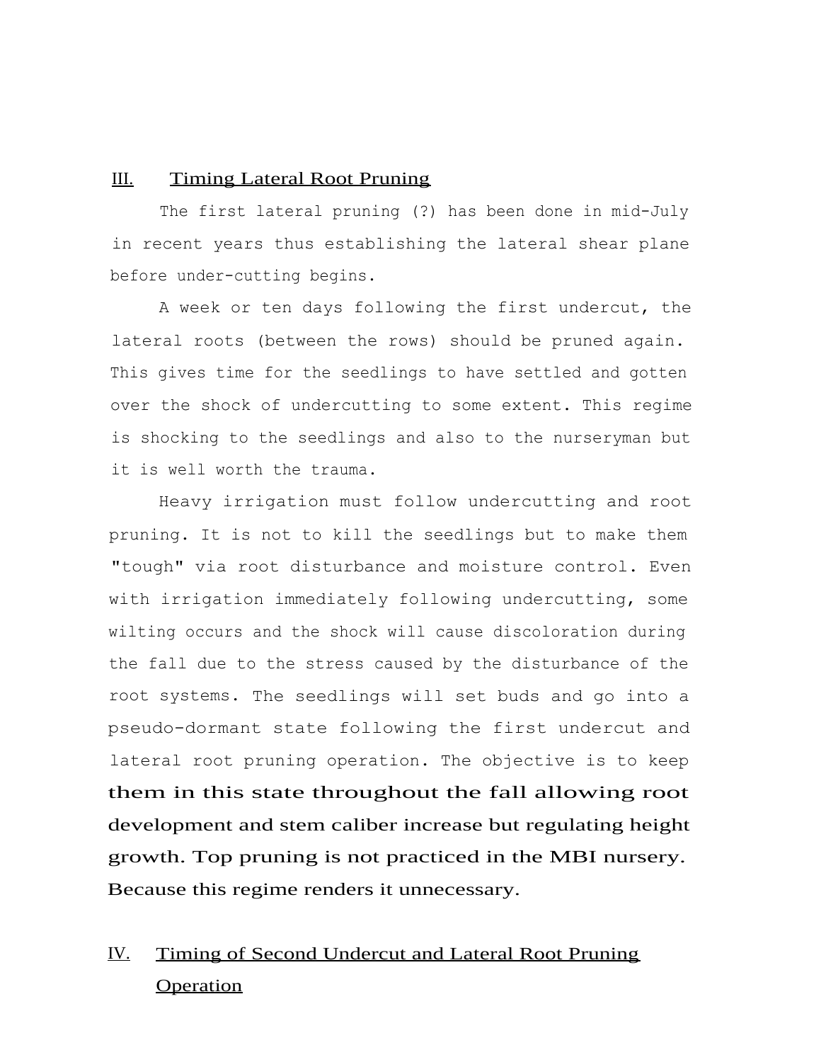## III. Timing Lateral Root Pruning

The first lateral pruning (?) has been done in mid-July in recent years thus establishing the lateral shear plane before under-cutting begins.

A week or ten days following the first undercut, the lateral roots (between the rows) should be pruned again. This gives time for the seedlings to have settled and gotten over the shock of undercutting to some extent. This regime is shocking to the seedlings and also to the nurseryman but it is well worth the trauma.

Heavy irrigation must follow undercutting and root pruning. It is not to kill the seedlings but to make them "tough" via root disturbance and moisture control. Even with irrigation immediately following undercutting, some wilting occurs and the shock will cause discoloration during the fall due to the stress caused by the disturbance of the root systems. The seedlings will set buds and go into a pseudo-dormant state following the first undercut and lateral root pruning operation. The objective is to keep them in this state throughout the fall allowing root development and stem caliber increase but regulating height growth. Top pruning is not practiced in the MBI nursery. Because this regime renders it unnecessary.

## IV. Timing of Second Undercut and Lateral Root Pruning Operation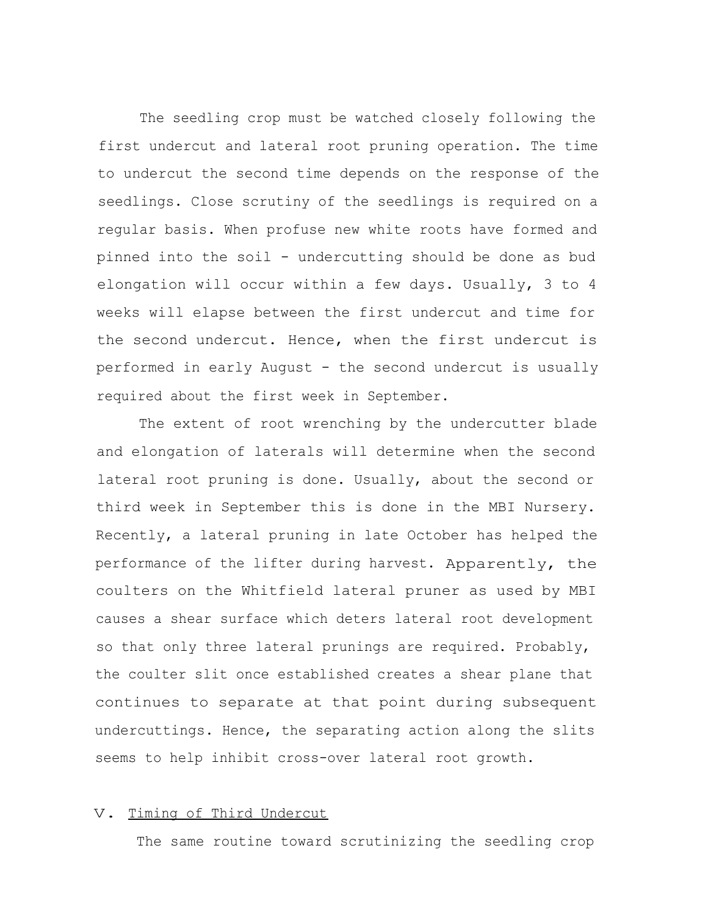The seedling crop must be watched closely following the first undercut and lateral root pruning operation. The time to undercut the second time depends on the response of the seedlings. Close scrutiny of the seedlings is required on a regular basis. When profuse new white roots have formed and pinned into the soil - undercutting should be done as bud elongation will occur within a few days. Usually, 3 to 4 weeks will elapse between the first undercut and time for the second undercut. Hence, when the first undercut is performed in early August - the second undercut is usually required about the first week in September.

The extent of root wrenching by the undercutter blade and elongation of laterals will determine when the second lateral root pruning is done. Usually, about the second or third week in September this is done in the MBI Nursery. Recently, a lateral pruning in late October has helped the performance of the lifter during harvest. Apparently, the coulters on the Whitfield lateral pruner as used by MBI causes a shear surface which deters lateral root development so that only three lateral prunings are required. Probably, the coulter slit once established creates a shear plane that continues to separate at that point during subsequent undercuttings. Hence, the separating action along the slits seems to help inhibit cross-over lateral root growth.

## V. Timing of Third Undercut

The same routine toward scrutinizing the seedling crop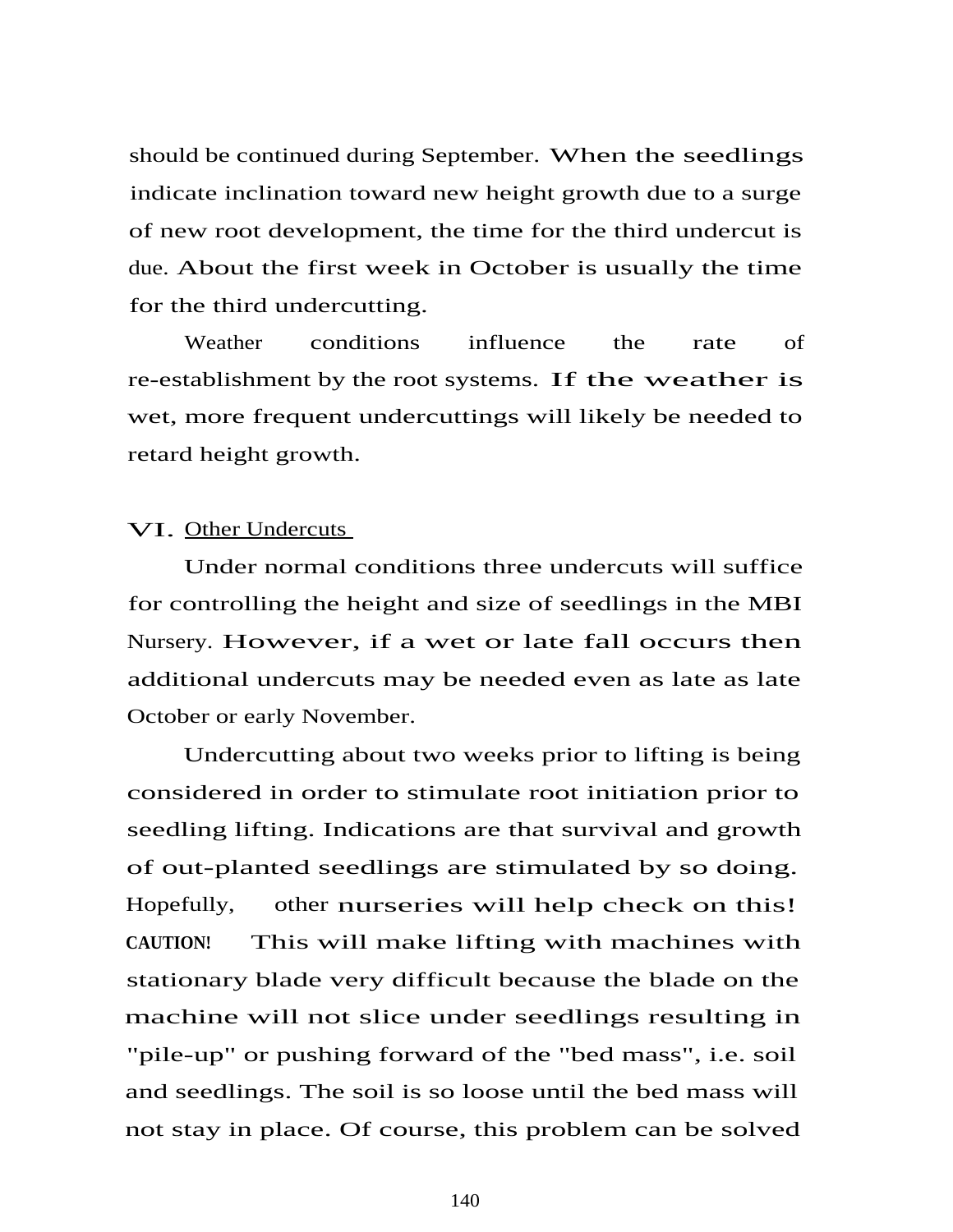should be continued during September. When the seedlings indicate inclination toward new height growth due to a surge of new root development, the time for the third undercut is due. About the first week in October is usually the time for the third undercutting.

Weather conditions influence the rate of re-establishment by the root systems. If the weather is wet, more frequent undercuttings will likely be needed to retard height growth.

## VI. Other Undercuts

Under normal conditions three undercuts will suffice for controlling the height and size of seedlings in the MBI Nursery. However, if a wet or late fall occurs then additional undercuts may be needed even as late as late October or early November.

Undercutting about two weeks prior to lifting is being considered in order to stimulate root initiation prior to seedling lifting. Indications are that survival and growth of out-planted seedlings are stimulated by so doing. Hopefully, other nurseries will help check on this! **CAUTION!** This will make lifting with machines with stationary blade very difficult because the blade on the machine will not slice under seedlings resulting in "pile-up" or pushing forward of the "bed mass", i.e. soil and seedlings. The soil is so loose until the bed mass will not stay in place. Of course, this problem can be solved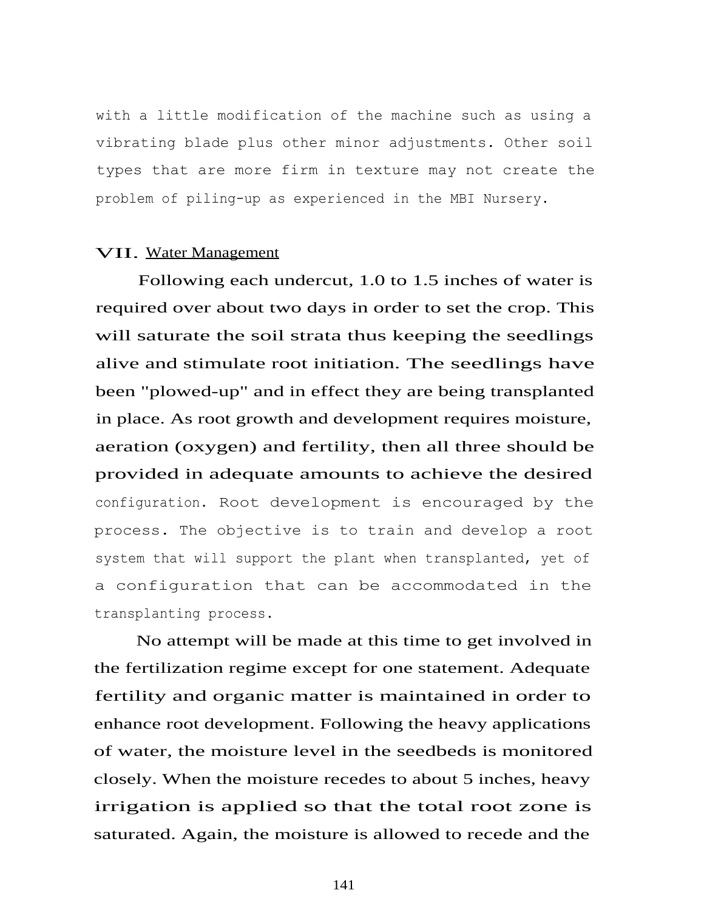with a little modification of the machine such as using a vibrating blade plus other minor adjustments. Other soil types that are more firm in texture may not create the problem of piling-up as experienced in the MBI Nursery.

## VII. Water Management

Following each undercut, 1.0 to 1.5 inches of water is required over about two days in order to set the crop. This will saturate the soil strata thus keeping the seedlings alive and stimulate root initiation. The seedlings have been "plowed-up" and in effect they are being transplanted in place. As root growth and development requires moisture, aeration (oxygen) and fertility, then all three should be provided in adequate amounts to achieve the desired configuration. Root development is encouraged by the process. The objective is to train and develop a root system that will support the plant when transplanted, yet of a configuration that can be accommodated in the transplanting process.

No attempt will be made at this time to get involved in the fertilization regime except for one statement. Adequate fertility and organic matter is maintained in order to enhance root development. Following the heavy applications of water, the moisture level in the seedbeds is monitored closely. When the moisture recedes to about 5 inches, heavy irrigation is applied so that the total root zone is saturated. Again, the moisture is allowed to recede and the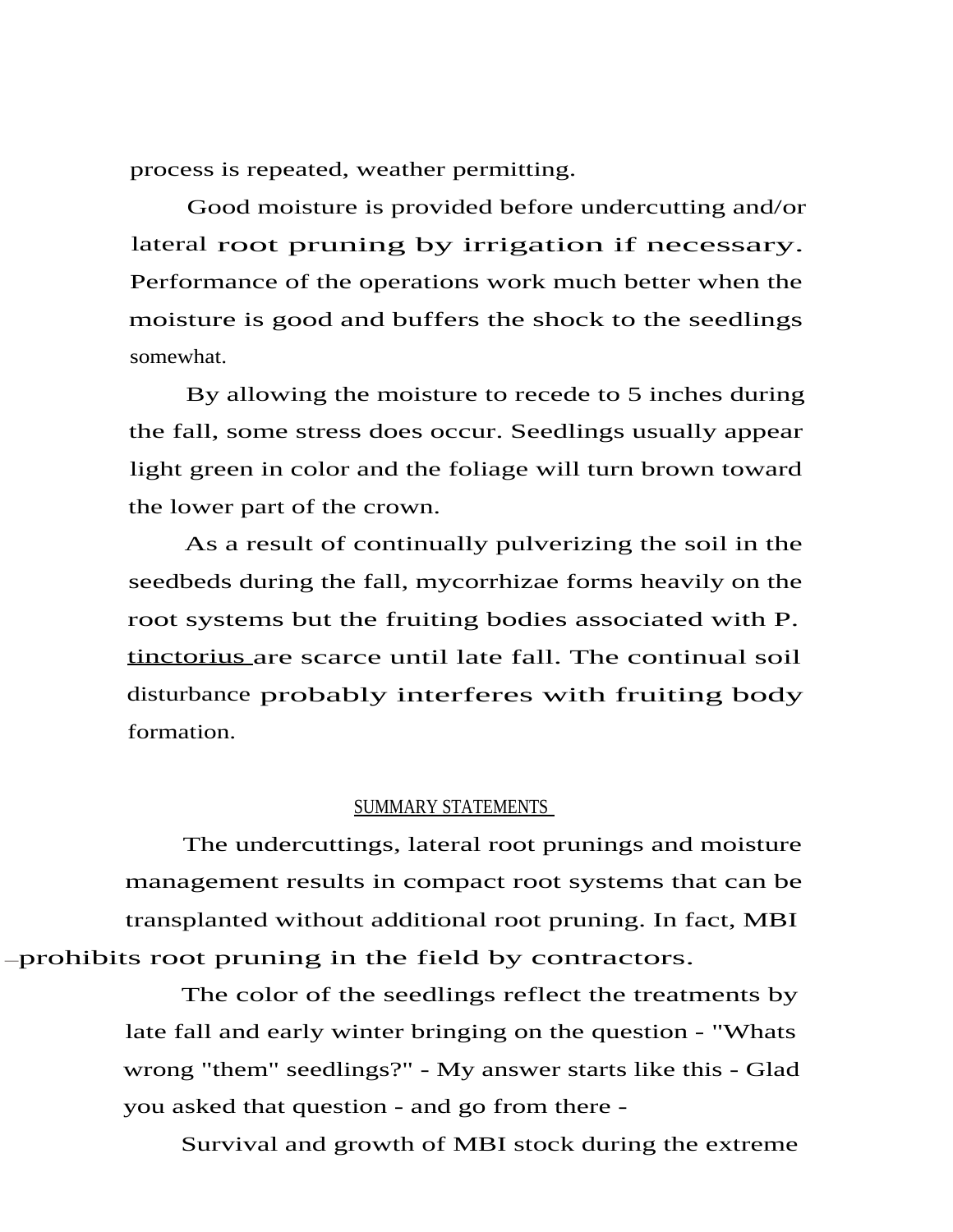process is repeated, weather permitting.

Good moisture is provided before undercutting and/or lateral root pruning by irrigation if necessary. Performance of the operations work much better when the moisture is good and buffers the shock to the seedlings somewhat.

By allowing the moisture to recede to 5 inches during the fall, some stress does occur. Seedlings usually appear light green in color and the foliage will turn brown toward the lower part of the crown.

As a result of continually pulverizing the soil in the seedbeds during the fall, mycorrhizae forms heavily on the root systems but the fruiting bodies associated with P. tinctorius are scarce until late fall. The continual soil disturbance probably interferes with fruiting body formation.

## SUMMARY STATEMENTS

The undercuttings, lateral root prunings and moisture management results in compact root systems that can be transplanted without additional root pruning. In fact, MBI prohibits root pruning in the field by contractors.

The color of the seedlings reflect the treatments by late fall and early winter bringing on the question - "Whats wrong "them" seedlings?" - My answer starts like this - Glad you asked that question - and go from there -

Survival and growth of MBI stock during the extreme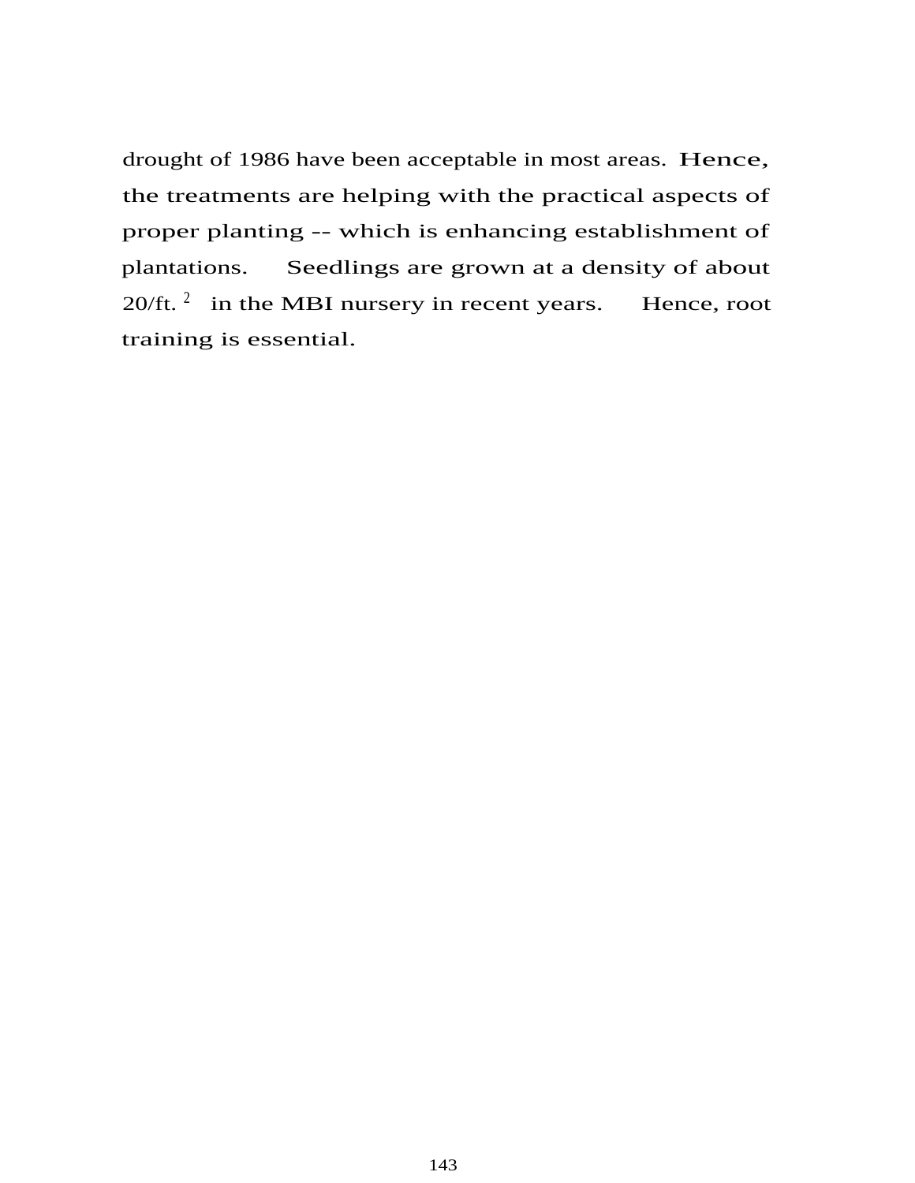drought of 1986 have been acceptable in most areas. Hence, the treatments are helping with the practical aspects of proper planting -- which is enhancing establishment of plantations. Seedlings are grown at a density of about 20/ft.$^2$ in the MBI nursery in recent years. Hence, root training is essential.